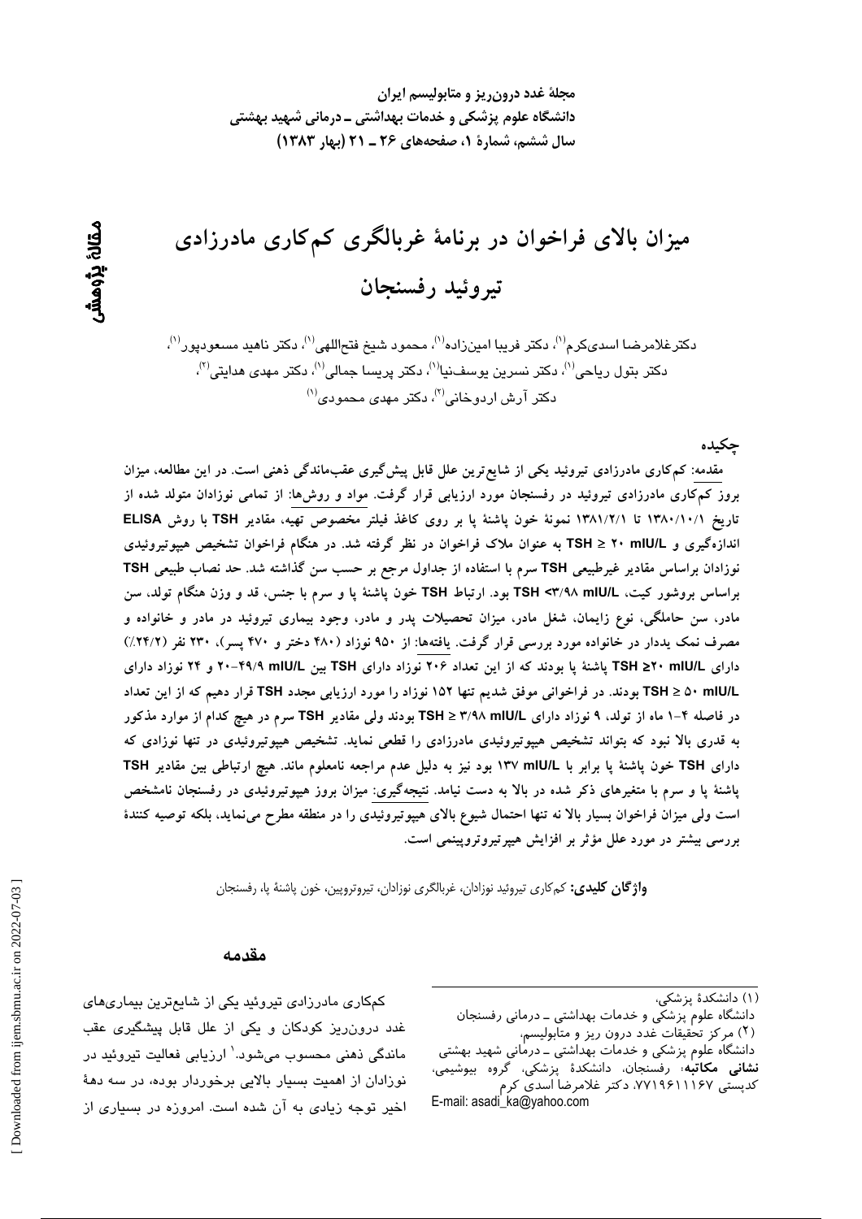مجلهٔ غدد درون‌ریز و متابولیسم ایران
دانشگاه علوم پزشکی و خدمات بهداشتی ـ درمانی شهید بهشتی
سال ششم، شمارهٔ ۱، صفحه‌های ۲۶ ـ ۲۱ (بهار ۱۳۸۳)

مقالهٔ پژوهشی

# میزان بالای فراخوان در برنامهٔ غربالگری کم‌کاری مادرزادی تیروئید رفسنجان

دکترغلامرضا اسدی‌کرم[1]، دکتر فریبا امین‌زاده[1]، محمود شیخ فتح‌اللهی[1]، دکتر ناهید مسعودپور[1]، دکتر بتول ریاحی[1]، دکتر نسرین یوسف‌نیا[1]، دکتر پریسا جمالی[1]، دکتر مهدی هدایتی[2]، دکتر آرش اردوخانی[2]، دکتر مهدی محمودی[1]

## چکیده

مقدمه: کم‌کاری مادرزادی تیروئید یکی از شایع‌ترین علل قابل پیش‌گیری عقب‌ماندگی ذهنی است. در این مطالعه، میزان بروز کم‌کاری مادرزادی تیروئید در رفسنجان مورد ارزیابی قرار گرفت. مواد و روش‌ها: از تمامی نوزادان متولد شده از تاریخ ۱۳۸۰/۱۰/۱ تا ۱۳۸۱/۲/۱ نمونهٔ خون پاشنهٔ پا بر روی کاغذ فیلتر مخصوص تهیه، مقادیر TSH با روش ELISA اندازه‌گیری و TSH ≥ ۲۰ mIU/L به عنوان ملاک فراخوان در نظر گرفته شد. در هنگام فراخوان تشخیص هیپوتیروئیدی نوزادان براساس مقادیر غیرطبیعی TSH سرم با استفاده از جداول مرجع بر حسب سن گذاشته شد. حد نصاب طبیعی TSH براساس بروشور کیت، TSH <۳/۹۸ mIU/L بود. ارتباط TSH خون پاشنهٔ پا و سرم با جنس، قد و وزن هنگام تولد، سن مادر، سن حاملگی، نوع زایمان، شغل مادر، میزان تحصیلات پدر و مادر، وجود بیماری تیروئید در مادر و خانواده و مصرف نمک یددار در خانواده مورد بررسی قرار گرفت. یافته‌ها: از ۹۵۰ نوزاد (۴۸۰ دختر و ۴۷۰ پسر)، ۲۳۰ نفر (۲۴/۲٪) دارای TSH ≥۲۰ mIU/L پاشنهٔ پا بودند که از این تعداد ۲۰۶ نوزاد دارای TSH بین ۴۹/۹-۲۰ mIU/L و ۲۴ نوزاد دارای TSH ≥ ۵۰ mIU/L بودند. در فراخوانی موفق شدیم تنها ۱۵۲ نوزاد را مورد ارزیابی مجدد TSH قرار دهیم که از این تعداد در فاصله ۴-۱ ماه از تولد، ۹ نوزاد دارای TSH ≥ ۳/۹۸ mIU/L بودند ولی مقادیر TSH سرم در هیچ کدام از موارد مذکور به قدری بالا نبود که بتواند تشخیص هیپوتیروئیدی مادرزادی را قطعی نماید. تشخیص هیپوتیروئیدی در تنها نوزادی که دارای TSH خون پاشنهٔ پا برابر با ۱۳۷ mIU/L بود نیز به دلیل عدم مراجعه نامعلوم ماند. هیچ ارتباطی بین مقادیر TSH پاشنهٔ پا و سرم با متغیرهای ذکر شده در بالا به دست نیامد. نتیجه‌گیری: میزان بروز هیپوتیروئیدی در رفسنجان نامشخص است ولی میزان فراخوان بسیار بالا نه تنها احتمال شیوع بالای هیپوتیروئیدی را در منطقه مطرح می‌نماید، بلکه توصیه کنندهٔ بررسی بیشتر در مورد علل مؤثر بر افزایش هیپرتیروتروپینمی است.

**واژگان کلیدی:** کم‌کاری تیروئید نوزادان، غربالگری نوزادان، تیروتروپین، خون پاشنهٔ پا، رفسنجان

## مقدمه

کم‌کاری مادرزادی تیروئید یکی از شایع‌ترین بیماری‌های غدد درون‌ریز کودکان و یکی از علل قابل پیشگیری عقب ماندگی ذهنی محسوب می‌شود.[1] ارزیابی فعالیت تیروئید در نوزادان از اهمیت بسیار بالایی برخوردار بوده، در سه دههٔ اخیر توجه زیادی به آن شده است. امروزه در بسیاری از

---

(۱) دانشکدهٔ پزشکی، دانشگاه علوم پزشکی و خدمات بهداشتی ـ درمانی رفسنجان
(۲) مرکز تحقیقات غدد درون ریز و متابولیسم، دانشگاه علوم پزشکی و خدمات بهداشتی ـ درمانی شهید بهشتی
**نشانی مکاتبه**: رفسنجان، دانشکدهٔ پزشکی، گروه بیوشیمی، کدپستی ۷۷۱۹۶۱۱۱۶۷، دکتر غلامرضا اسدی کرم
E-mail: asadi_ka@yahoo.com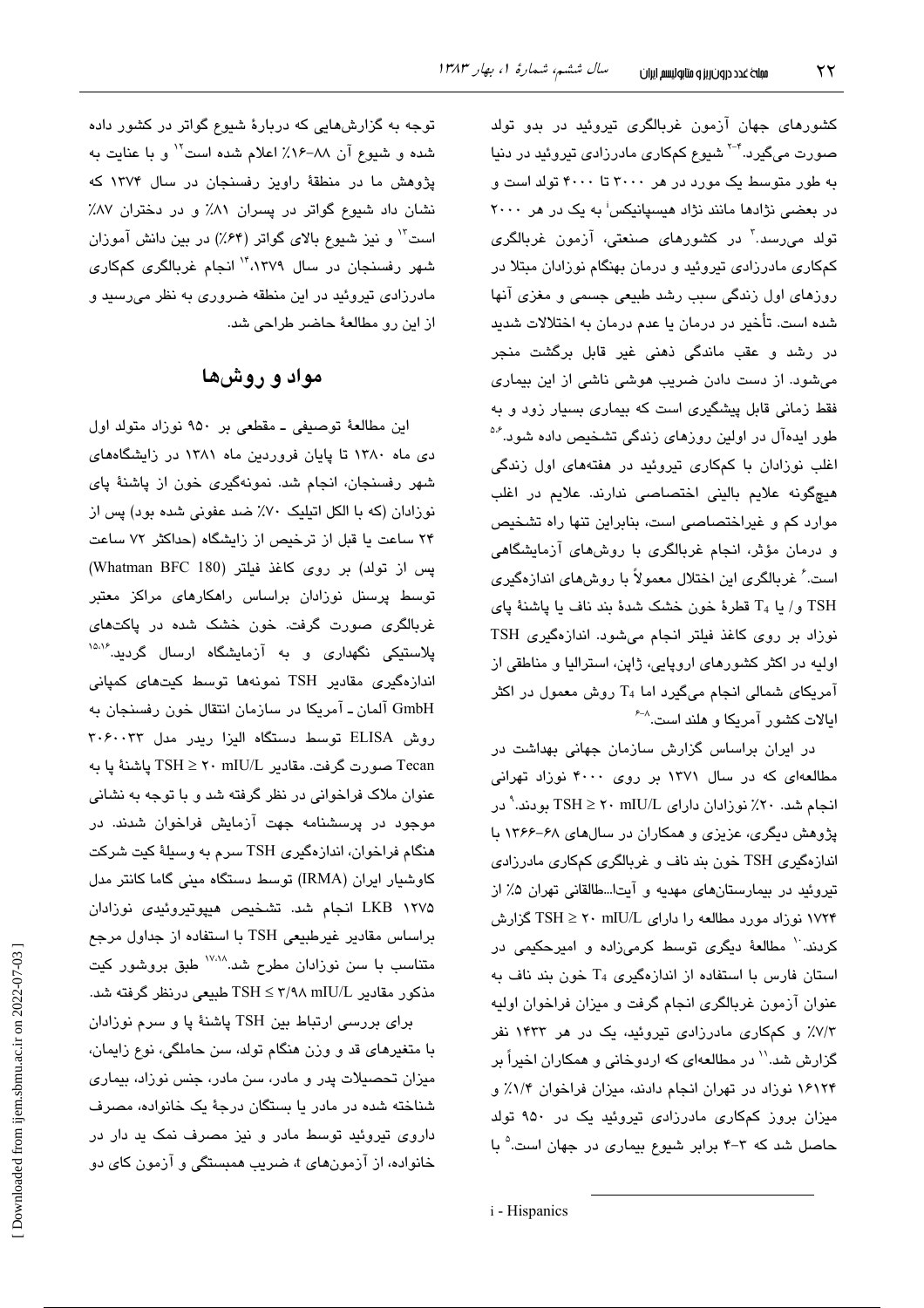کشورهای جهان آزمون غربالگری تیروئید در بدو تولد صورت می‌گیرد.[۲-۴] شیوع کمکاری مادرزادی تیروئید در دنیا به طور متوسط یک مورد در هر ۳۰۰۰ تا ۴۰۰۰ تولد است و در بعضی نژادها مانند نژاد هیسپانیکس[i] به یک در هر ۲۰۰۰ تولد می‌رسد.[۲] در کشورهای صنعتی، آزمون غربالگری کمکاری مادرزادی تیروئید و درمان بهنگام نوزادان مبتلا در روزهای اول زندگی سبب رشد طبیعی جسمی و مغزی آنها شده است. تأخیر در درمان یا عدم درمان به اختلالات شدید در رشد و عقب ماندگی ذهنی غیر قابل برگشت منجر می‌شود. از دست دادن ضریب هوشی ناشی از این بیماری فقط زمانی قابل پیشگیری است که بیماری بسیار زود و به طور ایده‌آل در اولین روزهای زندگی تشخیص داده شود.[۵،۶] اغلب نوزادان با کمکاری تیروئید در هفته‌های اول زندگی هیچ‌گونه علایم بالینی اختصاصی ندارند. علایم در اغلب موارد کم و غیراختصاصی است، بنابراین تنها راه تشخیص و درمان مؤثر، انجام غربالگری با روش‌های آزمایشگاهی است.[۶] غربالگری این اختلال معمولاً با روش‌های اندازه‌گیری TSH و/ یا $T_4$ قطرهٔ خون خشک شدهٔ بند ناف یا پاشنهٔ پای نوزاد بر روی کاغذ فیلتر انجام می‌شود. اندازه‌گیری TSH اولیه در اکثر کشورهای اروپایی، ژاپن، استرالیا و مناطقی از آمریکای شمالی انجام می‌گیرد اما $T_4$ روش معمول در اکثر ایالات کشور آمریکا و هلند است.[۶-۸]

در ایران براساس گزارش سازمان جهانی بهداشت در مطالعه‌ای که در سال ۱۳۷۱ بر روی ۴۰۰۰ نوزاد تهرانی انجام شد. ۲۰٪ نوزادان دارای $TSH \geq 20$ mIU/L بودند.[۹] در پژوهش دیگری، عزیزی و همکاران در سال‌های ۶۸-۱۳۶۶ با اندازه‌گیری TSH خون بند ناف و غربالگری کمکاری مادرزادی تیروئید در بیمارستان‌های مهدیه و آیت‌ا...طالقانی تهران ۵٪ از ۱۷۲۴ نوزاد مورد مطالعه را دارای $TSH \geq 20$ mIU/L گزارش کردند.[۱۰] مطالعهٔ دیگری توسط کرمی‌زاده و امیرحکیمی در استان فارس با استفاده از اندازه‌گیری $T_4$ خون بند ناف به عنوان آزمون غربالگری انجام گرفت و میزان فراخوان اولیه ۷/۳٪ و کمکاری مادرزادی تیروئید، یک در هر ۱۴۳۳ نفر گزارش شد.[۱۱] در مطالعه‌ای که اردوخانی و همکاران اخیراً بر ۱۶۱۲۴ نوزاد در تهران انجام دادند، میزان فراخوان ۱/۴٪ و میزان بروز کمکاری مادرزادی تیروئید یک در ۹۵۰ تولد حاصل شد که ۳-۴ برابر شیوع بیماری در جهان است.[۵] با توجه به گزارش‌هایی که دربارهٔ شیوع گواتر در کشور داده شده و شیوع آن ۸۸-۱۶٪ اعلام شده است[۱۲] و با عنایت به پژوهش ما در منطقهٔ راویز رفسنجان در سال ۱۳۷۴ که نشان داد شیوع گواتر در پسران ۸۱٪ و در دختران ۸۷٪ است[۱۳] و نیز شیوع بالای گواتر (۶۴٪) در بین دانش آموزان شهر رفسنجان در سال ۱۳۷۹،[۱۴] انجام غربالگری کمکاری مادرزادی تیروئید در این منطقه ضروری به نظر می‌رسید و از این رو مطالعهٔ حاضر طراحی شد.

## مواد و روش‌ها

این مطالعهٔ توصیفی ـ مقطعی بر ۹۵۰ نوزاد متولد اول دی ماه ۱۳۸۰ تا پایان فروردین ماه ۱۳۸۱ در زایشگاه‌های شهر رفسنجان، انجام شد. نمونه‌گیری خون از پاشنهٔ پای نوزادان (که با الکل اتیلیک ۷۰٪ ضد عفونی شده بود) پس از ۲۴ ساعت یا قبل از ترخیص از زایشگاه (حداکثر ۷۲ ساعت پس از تولد) بر روی کاغذ فیلتر (Whatman BFC 180) توسط پرسنل نوزادان براساس راهکارهای مراکز معتبر غربالگری صورت گرفت. خون خشک شده در پاکت‌های پلاستیکی نگهداری و به آزمایشگاه ارسال گردید.[۱۵،۱۶] اندازه‌گیری مقادیر TSH نمونه‌ها توسط کیت‌های کمپانی GmbH آلمان ـ آمریکا در سازمان انتقال خون رفسنجان به روش ELISA توسط دستگاه الیزا ریدر مدل ۳۰۶۰۰۳۳ Tecan صورت گرفت. مقادیر $TSH \geq 20$ mIU/L پاشنهٔ پا به عنوان ملاک فراخوانی در نظر گرفته شد و با توجه به نشانی موجود در پرسشنامه جهت آزمایش فراخوان شدند. در هنگام فراخوان، اندازه‌گیری TSH سرم به وسیلهٔ کیت شرکت کاوشیار ایران (IRMA) توسط دستگاه مینی گاما کانتر مدل LKB ۱۲۷۵ انجام شد. تشخیص هیپوتیروئیدی نوزادان براساس مقادیر غیرطبیعی TSH با استفاده از جداول مرجع متناسب با سن نوزادان مطرح شد.[۱۷،۱۸] طبق بروشور کیت مذکور مقادیر $TSH \leq 3/98$ mIU/L طبیعی درنظر گرفته شد.

برای بررسی ارتباط بین TSH پاشنهٔ پا و سرم نوزادان با متغیرهای قد و وزن هنگام تولد، سن حاملگی، نوع زایمان، میزان تحصیلات پدر و مادر، سن مادر، جنس نوزاد، بیماری شناخته شده در مادر یا بستگان درجهٔ یک خانواده، مصرف داروی تیروئید توسط مادر و نیز مصرف نمک ید دار در خانواده، از آزمون‌های t، ضریب همبستگی و آزمون کای دو

---

i - Hispanics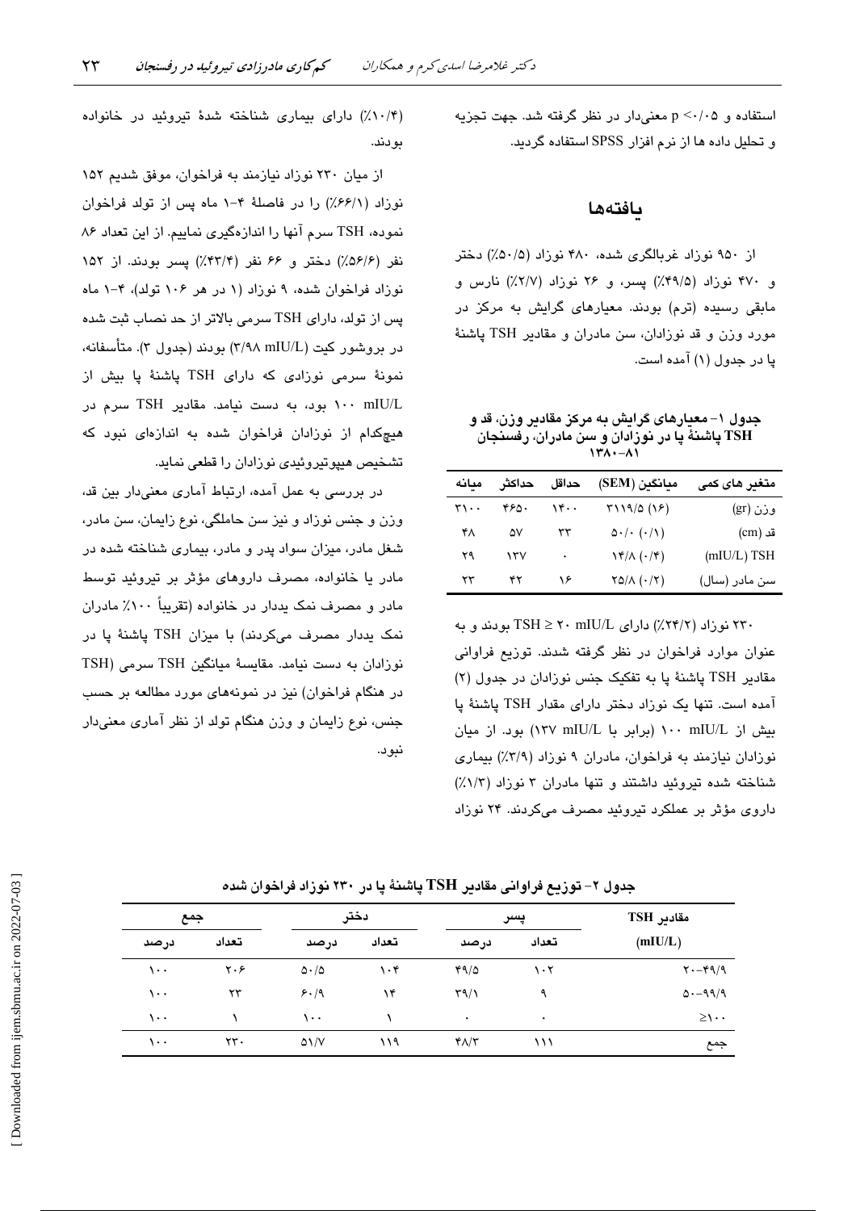استفاده و p <۰/۰۵ معنی‌دار در نظر گرفته شد. جهت تجزیه و تحلیل داده ها از نرم افزار SPSS استفاده گردید.

## یافته‌ها

از ۹۵۰ نوزاد غربالگری شده، ۴۸۰ نوزاد (۵۰/۵٪) دختر و ۴۷۰ نوزاد (۴۹/۵٪) پسر، و ۲۶ نوزاد (۲/۷٪) نارس و مابقی رسیده (ترم) بودند. معیارهای گرایش به مرکز در مورد وزن و قد نوزادان، سن مادران و مقادیر TSH پاشنهٔ پا در جدول (۱) آمده است.

**جدول ۱- معیارهای گرایش به مرکز مقادیر وزن، قد و TSH پاشنهٔ پا در نوزادان و سن مادران، رفسنجان ۸۱-۱۳۸۰**

| متغیر های کمی | میانگین (SEM) | حداقل | حداکثر | میانه |
|---|---|---|---|---|
| وزن (gr) | (۱۶) ۳۱۱۹/۵ | ۱۴۰۰ | ۴۶۵۰ | ۳۱۰۰ |
| قد (cm) | (۰/۱) ۵۰/۰ | ۳۳ | ۵۷ | ۴۸ |
| TSH (mIU/L) | (۰/۴) ۱۴/۸ | ۰ | ۱۳۷ | ۲۹ |
| سن مادر (سال) | (۰/۲) ۲۵/۸ | ۱۶ | ۴۲ | ۲۳ |

۲۳۰ نوزاد (۲۴/۲٪) دارای TSH ≥ ۲۰ mIU/L بودند و به عنوان موارد فراخوان در نظر گرفته شدند. توزیع فراوانی مقادیر TSH پاشنهٔ پا به تفکیک جنس نوزادان در جدول (۲) آمده است. تنها یک نوزاد دختر دارای مقدار TSH پاشنهٔ پا بیش از ۱۰۰ mIU/L (برابر با ۱۳۷ mIU/L) بود. از میان نوزادان نیازمند به فراخوان، مادران ۹ نوزاد (۳/۹٪) بیماری شناخته شده تیروئید داشتند و تنها مادران ۳ نوزاد (۱/۳٪) داروی مؤثر بر عملکرد تیروئید مصرف می‌کردند. ۲۴ نوزاد (۱۰/۴٪) دارای بیماری شناخته شدهٔ تیروئید در خانواده بودند.

از میان ۲۳۰ نوزاد نیازمند به فراخوان، موفق شدیم ۱۵۲ نوزاد (۶۶/۱٪) را در فاصلهٔ ۴-۱ ماه پس از تولد فراخوان نموده، TSH سرم آنها را اندازه‌گیری نماییم. از این تعداد ۸۶ نفر (۵۶/۶٪) دختر و ۶۶ نفر (۴۳/۴٪) پسر بودند. از ۱۵۲ نوزاد فراخوان شده، ۹ نوزاد (۱ در هر ۱۰۶ تولد)، ۴-۱ ماه پس از تولد، دارای TSH سرمی بالاتر از حد نصاب ثبت شده در بروشور کیت (۳/۹۸ mIU/L) بودند (جدول ۳). متأسفانه، نمونهٔ سرمی نوزادی که دارای TSH پاشنهٔ پا بیش از ۱۰۰ mIU/L بود، به دست نیامد. مقادیر TSH سرم در هیچ‌کدام از نوزادان فراخوان شده به اندازه‌ای نبود که تشخیص هیپوتیروئیدی نوزادان را قطعی نماید.

در بررسی به عمل آمده، ارتباط آماری معنی‌دار بین قد، وزن و جنس نوزاد و نیز سن حاملگی، نوع زایمان، سن مادر، شغل مادر، میزان سواد پدر و مادر، بیماری شناخته شده در مادر یا خانواده، مصرف داروهای مؤثر بر تیروئید توسط مادر و مصرف نمک یددار در خانواده (تقریباً ۱۰۰٪ مادران نمک یددار مصرف می‌کردند) با میزان TSH پاشنهٔ پا در نوزادان به دست نیامد. مقایسهٔ میانگین TSH سرمی (TSH در هنگام فراخوان) نیز در نمونه‌های مورد مطالعه بر حسب جنس، نوع زایمان و وزن هنگام تولد از نظر آماری معنی‌دار نبود.

**جدول ۲- توزیع فراوانی مقادیر TSH پاشنهٔ پا در ۲۳۰ نوزاد فراخوان شده**

| مقادیر TSH (mIU/L) | پسر | | دختر | | جمع | |
|---|---|---|---|---|---|---|
| | تعداد | درصد | تعداد | درصد | تعداد | درصد |
| ۴۹/۹-۲۰ | ۱۰۲ | ۴۹/۵ | ۱۰۴ | ۵۰/۵ | ۲۰۶ | ۱۰۰ |
| ۹۹/۹-۵۰ | ۹ | ۳۹/۱ | ۱۴ | ۶۰/۹ | ۲۳ | ۱۰۰ |
| ≥۱۰۰ | ۰ | ۰ | ۱ | ۱۰۰ | ۱ | ۱۰۰ |
| جمع | ۱۱۱ | ۴۸/۳ | ۱۱۹ | ۵۱/۷ | ۲۳۰ | ۱۰۰ |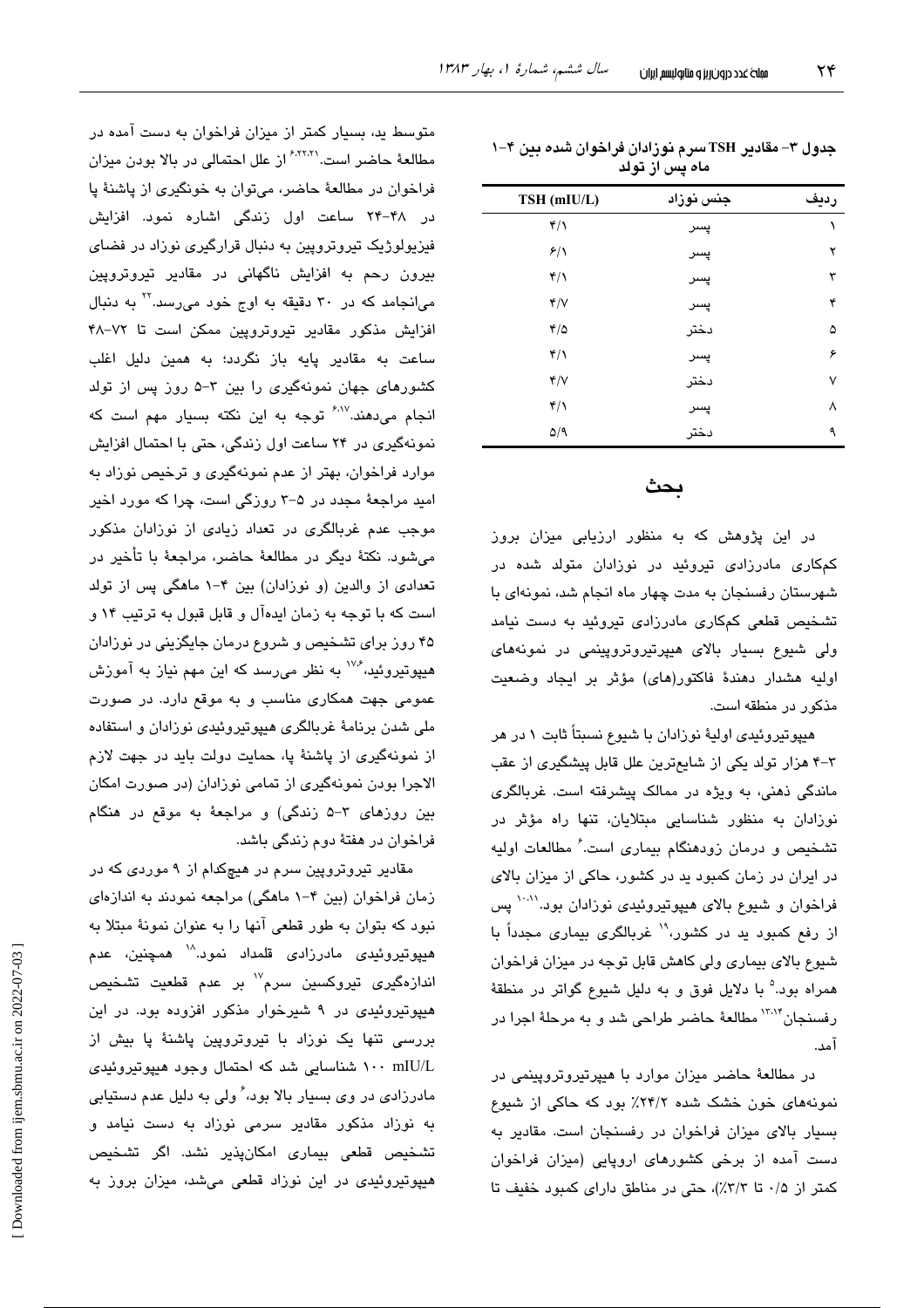**جدول ۳- مقادیر TSH سرم نوزادان فراخوان شده بین ۴-۱ ماه پس از تولد**

| ردیف | جنس نوزاد | TSH (mIU/L) |
|---|---|---|
| ۱ | پسر | ۴/۱ |
| ۲ | پسر | ۶/۱ |
| ۳ | پسر | ۴/۱ |
| ۴ | پسر | ۴/۷ |
| ۵ | دختر | ۴/۵ |
| ۶ | پسر | ۴/۱ |
| ۷ | دختر | ۴/۷ |
| ۸ | پسر | ۴/۱ |
| ۹ | دختر | ۵/۹ |

## بحث

در این پژوهش که به منظور ارزیابی میزان بروز کم‌کاری مادرزادی تیروئید در نوزادان متولد شده در شهرستان رفسنجان به مدت چهار ماه انجام شد، نمونه‌ای با تشخیص قطعی کم‌کاری مادرزادی تیروئید به دست نیامد ولی شیوع بسیار بالای هیپرتیروتروپینمی در نمونه‌های اولیه هشدار دهندهٔ فاکتور(های) مؤثر بر ایجاد وضعیت مذکور در منطقه است.

هیپوتیروئیدی اولیهٔ نوزادان با شیوع نسبتاً ثابت ۱ در هر ۴-۳ هزار تولد یکی از شایع‌ترین علل قابل پیشگیری از عقب ماندگی ذهنی، به ویژه در ممالک پیشرفته است. غربالگری نوزادان به منظور شناسایی مبتلایان، تنها راه مؤثر در تشخیص و درمان زودهنگام بیماری است.[۶] مطالعات اولیه در ایران در زمان کمبود ید در کشور، حاکی از میزان بالای فراخوان و شیوع بالای هیپوتیروئیدی نوزادان بود.[۱۰،۱۱] پس از رفع کمبود ید در کشور،[۱۹] غربالگری بیماری مجدداً با شیوع بالای بیماری ولی کاهش قابل توجه در میزان فراخوان همراه بود.[۵] با دلایل فوق و به دلیل شیوع گواتر در منطقهٔ رفسنجان[۱۳،۱۴] مطالعهٔ حاضر طراحی شد و به مرحلهٔ اجرا در آمد.

در مطالعهٔ حاضر میزان موارد با هیپرتیروتروپینمی در نمونه‌های خون خشک شده ۲۴/۲٪ بود که حاکی از شیوع بسیار بالای میزان فراخوان در رفسنجان است. مقادیر به دست آمده از برخی کشورهای اروپایی (میزان فراخوان کمتر از ۰/۵ تا ۳/۳٪)، حتی در مناطق دارای کمبود خفیف تا متوسط ید، بسیار کمتر از میزان فراخوان به دست آمده در مطالعهٔ حاضر است.[۶،۲۲،۲۱] از علل احتمالی در بالا بودن میزان فراخوان در مطالعهٔ حاضر، می‌توان به خونگیری از پاشنهٔ پا در ۴۸-۲۴ ساعت اول زندگی اشاره نمود. افزایش فیزیولوژیک تیروتروپین به دنبال قرارگیری نوزاد در فضای بیرون رحم به افزایش ناگهانی در مقادیر تیروتروپین می‌انجامد که در ۳۰ دقیقه به اوج خود می‌رسد.[۲۲] به دنبال افزایش مذکور مقادیر تیروتروپین ممکن است تا ۷۲-۴۸ ساعت به مقادیر پایه باز نگردد؛ به همین دلیل اغلب کشورهای جهان نمونه‌گیری را بین ۵-۳ روز پس از تولد انجام می‌دهند.[۶،۱۷] توجه به این نکته بسیار مهم است که نمونه‌گیری در ۲۴ ساعت اول زندگی، حتی با احتمال افزایش موارد فراخوان، بهتر از عدم نمونه‌گیری و ترخیص نوزاد به امید مراجعهٔ مجدد در ۵-۳ روزگی است، چرا که مورد اخیر موجب عدم غربالگری در تعداد زیادی از نوزادان مذکور می‌شود. نکتهٔ دیگر در مطالعهٔ حاضر، مراجعهٔ با تأخیر در تعدادی از والدین (و نوزادان) بین ۴-۱ ماهگی پس از تولد است که با توجه به زمان ایده‌آل و قابل قبول به ترتیب ۱۴ و ۴۵ روز برای تشخیص و شروع درمان جایگزینی در نوزادان هیپوتیروئید،[۱۷،۶] به نظر می‌رسد که این مهم نیاز به آموزش عمومی جهت همکاری مناسب و به موقع دارد. در صورت ملی شدن برنامهٔ غربالگری هیپوتیروئیدی نوزادان و استفاده از نمونه‌گیری از پاشنهٔ پا، حمایت دولت باید در جهت لازم الاجرا بودن نمونه‌گیری از تمامی نوزادان (در صورت امکان بین روزهای ۵-۳ زندگی) و مراجعهٔ به موقع در هنگام فراخوان در هفتهٔ دوم زندگی باشد.

مقادیر تیروتروپین سرم در هیچ‌کدام از ۹ موردی که در زمان فراخوان (بین ۴-۱ ماهگی) مراجعه نمودند به اندازه‌ای نبود که بتوان به طور قطعی آنها را به عنوان نمونهٔ مبتلا به هیپوتیروئیدی مادرزادی قلمداد نمود.[۱۸] همچنین، عدم اندازه‌گیری تیروکسین سرم[۱۷] بر عدم قطعیت تشخیص هیپوتیروئیدی در ۹ شیرخوار مذکور افزوده بود. در این بررسی تنها یک نوزاد با تیروتروپین پاشنهٔ پا بیش از ۱۰۰ mIU/L شناسایی شد که احتمال وجود هیپوتیروئیدی مادرزادی در وی بسیار بالا بود،[۶] ولی به دلیل عدم دستیابی به نوزاد مذکور مقادیر سرمی نوزاد به دست نیامد و تشخیص قطعی بیماری امکان‌پذیر نشد. اگر تشخیص هیپوتیروئیدی در این نوزاد قطعی می‌شد، میزان بروز به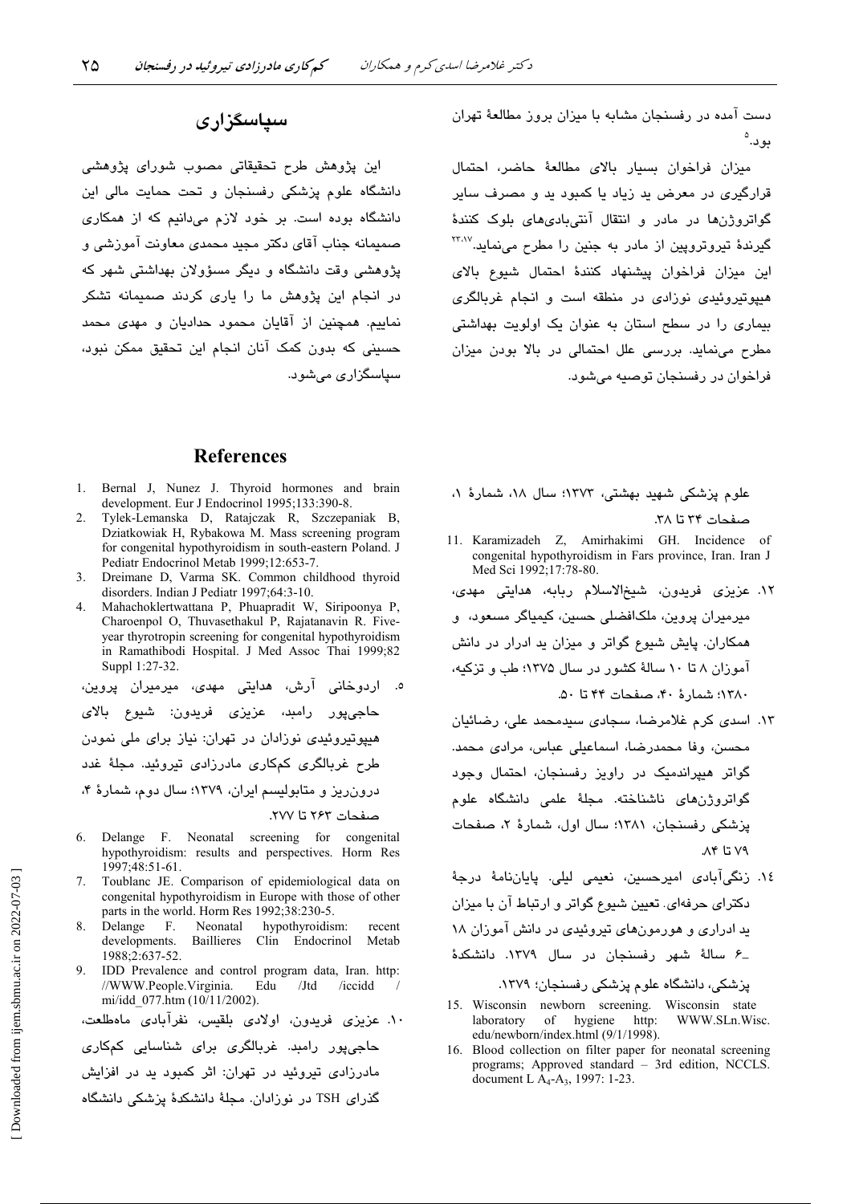دست آمده در رفسنجان مشابه با میزان بروز مطالعهٔ تهران بود.[5]

میزان فراخوان بسیار بالای مطالعهٔ حاضر، احتمال قرارگیری در معرض ید زیاد یا کمبود ید و مصرف سایر گواتروژن‌ها در مادر و انتقال آنتی‌بادی‌های بلوک کنندهٔ گیرندهٔ تیروتروپین از مادر به جنین را مطرح می‌نماید.[17،23] این میزان فراخوان پیشنهاد کنندهٔ احتمال شیوع بالای هیپوتیروئیدی نوزادی در منطقه است و انجام غربالگری بیماری را در سطح استان به عنوان یک اولویت بهداشتی مطرح می‌نماید. بررسی علل احتمالی در بالا بودن میزان فراخوان در رفسنجان توصیه می‌شود.

## سپاسگزاری

این پژوهش طرح تحقیقاتی مصوب شورای پژوهشی دانشگاه علوم پزشکی رفسنجان و تحت حمایت مالی این دانشگاه بوده است. بر خود لازم می‌دانیم که از همکاری صمیمانه جناب آقای دکتر مجید محمدی معاونت آموزشی و پژوهشی وقت دانشگاه و دیگر مسؤولان بهداشتی شهر که در انجام این پژوهش ما را یاری کردند صمیمانه تشکر نماییم. همچنین از آقایان محمود حدادیان و مهدی محمد حسینی که بدون کمک آنان انجام این تحقیق ممکن نبود، سپاسگزاری می‌شود.

## References

1. Bernal J, Nunez J. Thyroid hormones and brain development. Eur J Endocrinol 1995;133:390-8.
2. Tylek-Lemanska D, Ratajczak R, Szczepaniak B, Dziatkowiak H, Rybakowa M. Mass screening program for congenital hypothyroidism in south-eastern Poland. J Pediatr Endocrinol Metab 1999;12:653-7.
3. Dreimane D, Varma SK. Common childhood thyroid disorders. Indian J Pediatr 1997;64:3-10.
4. Mahachoklertwattana P, Phuapradit W, Siripoonya P, Charoenpol O, Thuvasethakul P, Rajatanavin R. Five-year thyrotropin screening for congenital hypothyroidism in Ramathibodi Hospital. J Med Assoc Thai 1999;82 Suppl 1:27-32.
5. اردوخانی آرش، هدایتی مهدی، میرمیران پروین، حاجی‌پور رامبد، عزیزی فریدون: شیوع بالای هیپوتیروئیدی نوزادان در تهران: نیاز برای ملی نمودن طرح غربالگری کم‌کاری مادرزادی تیروئید. مجلهٔ غدد درون‌ریز و متابولیسم ایران، ۱۳۷۹؛ سال دوم، شمارهٔ ۴، صفحات ۲۶۳ تا ۲۷۷.
6. Delange F. Neonatal screening for congenital hypothyroidism: results and perspectives. Horm Res 1997;48:51-61.
7. Toublanc JE. Comparison of epidemiological data on congenital hypothyroidism in Europe with those of other parts in the world. Horm Res 1992;38:230-5.
8. Delange F. Neonatal hypothyroidism: recent developments. Baillieres Clin Endocrinol Metab 1988;2:637-52.
9. IDD Prevalence and control program data, Iran. http: //WWW.People.Virginia. Edu /Jtd /iccidd / mi/idd_077.htm (10/11/2002).
10. عزیزی فریدون، اولادی بلقیس، نفرآبادی ماه‌طلعت، حاجی‌پور رامبد. غربالگری برای شناسایی کم‌کاری مادرزادی تیروئید در تهران: اثر کمبود ید در افزایش گذرای TSH در نوزادان. مجلهٔ دانشکدهٔ پزشکی دانشگاه علوم پزشکی شهید بهشتی، ۱۳۷۳؛ سال ۱۸، شمارهٔ ۱، صفحات ۳۴ تا ۳۸.
11. Karamizadeh Z, Amirhakimi GH. Incidence of congenital hypothyroidism in Fars province, Iran. Iran J Med Sci 1992;17:78-80.
12. عزیزی فریدون، شیخ‌الاسلام ربابه، هدایتی مهدی، میرمیران پروین، ملک‌افضلی حسین، کیمیاگر مسعود، و همکاران. پایش شیوع گواتر و میزان ید ادرار در دانش آموزان ۸ تا ۱۰ سالهٔ کشور در سال ۱۳۷۵؛ طب و تزکیه، ۱۳۸۰؛ شمارهٔ ۴۰، صفحات ۴۴ تا ۵۰.
13. اسدی کرم غلامرضا، سجادی سیدمحمد علی، رضائیان محسن، وفا محمدرضا، اسماعیلی عباس، مرادی محمد. گواتر هیپراندمیک در راویز رفسنجان، احتمال وجود گواتروژن‌های ناشناخته. مجلهٔ علمی دانشگاه علوم پزشکی رفسنجان، ۱۳۸۱؛ سال اول، شمارهٔ ۲، صفحات ۷۹ تا ۸۴.
14. زنگی‌آبادی امیرحسین، نعیمی لیلی. پایان‌نامهٔ درجهٔ دکترای حرفه‌ای. تعیین شیوع گواتر و ارتباط آن با میزان ید ادراری و هورمون‌های تیروئیدی در دانش آموزان ۱۸ـ۶ سالهٔ شهر رفسنجان در سال ۱۳۷۹. دانشکدهٔ پزشکی، دانشگاه علوم پزشکی رفسنجان؛ ۱۳۷۹.
15. Wisconsin newborn screening. Wisconsin state laboratory of hygiene http: WWW.SLn.Wisc. edu/newborn/index.html (9/1/1998).
16. Blood collection on filter paper for neonatal screening programs; Approved standard – 3rd edition, NCCLS. document L $A_4$-$A_3$, 1997: 1-23.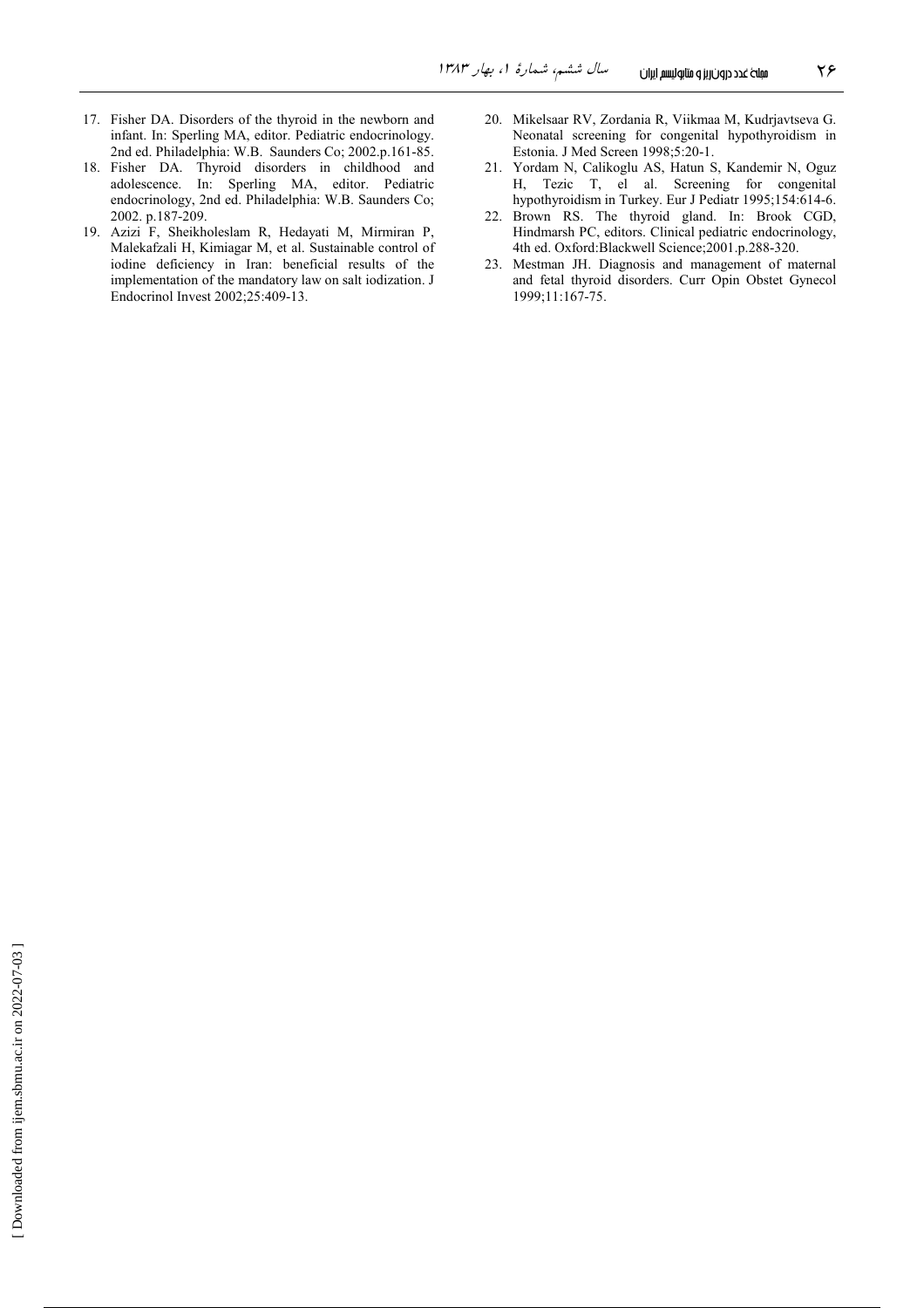17. Fisher DA. Disorders of the thyroid in the newborn and infant. In: Sperling MA, editor. Pediatric endocrinology. 2nd ed. Philadelphia: W.B. Saunders Co; 2002.p.161-85.
18. Fisher DA. Thyroid disorders in childhood and adolescence. In: Sperling MA, editor. Pediatric endocrinology, 2nd ed. Philadelphia: W.B. Saunders Co; 2002. p.187-209.
19. Azizi F, Sheikholeslam R, Hedayati M, Mirmiran P, Malekafzali H, Kimiagar M, et al. Sustainable control of iodine deficiency in Iran: beneficial results of the implementation of the mandatory law on salt iodization. J Endocrinol Invest 2002;25:409-13.
20. Mikelsaar RV, Zordania R, Viikmaa M, Kudrjavtseva G. Neonatal screening for congenital hypothyroidism in Estonia. J Med Screen 1998;5:20-1.
21. Yordam N, Calikoglu AS, Hatun S, Kandemir N, Oguz H, Tezic T, el al. Screening for congenital hypothyroidism in Turkey. Eur J Pediatr 1995;154:614-6.
22. Brown RS. The thyroid gland. In: Brook CGD, Hindmarsh PC, editors. Clinical pediatric endocrinology, 4th ed. Oxford:Blackwell Science;2001.p.288-320.
23. Mestman JH. Diagnosis and management of maternal and fetal thyroid disorders. Curr Opin Obstet Gynecol 1999;11:167-75.